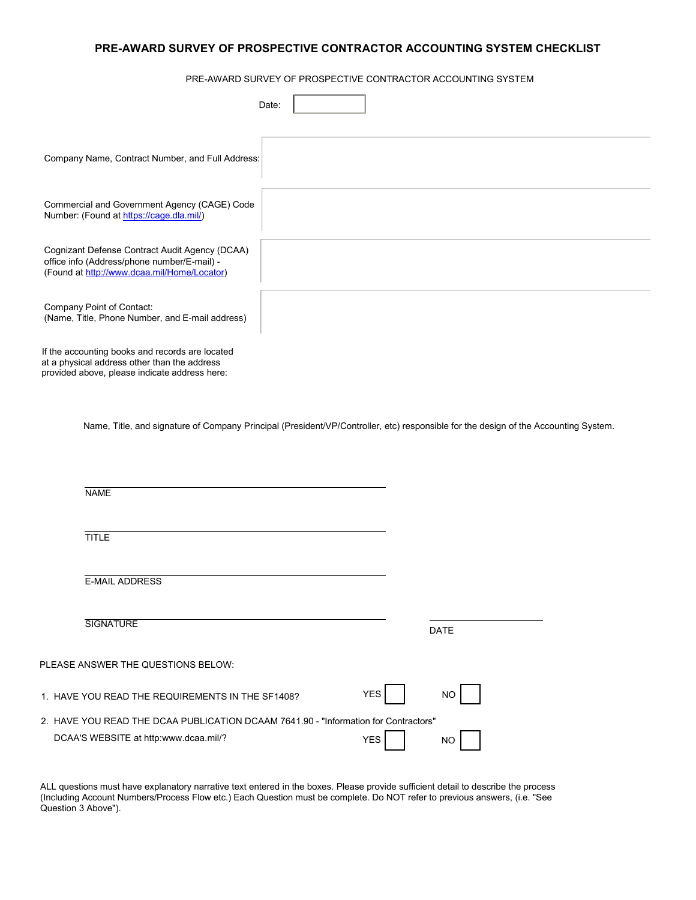# PRE-AWARD SURVEY OF PROSPECTIVE CONTRACTOR ACCOUNTING SYSTEM CHECKLIST

PRE-AWARD SURVEY OF PROSPECTIVE CONTRACTOR ACCOUNTING SYSTEM

Date:

Company Name, Contract Number, and Full Address:

Commercial and Government Agency (CAGE) Code Number: (Found at https://cage.dla.mil/)

Cognizant Defense Contract Audit Agency (DCAA) office info (Address/phone number/E-mail) - (Found at http://www.dcaa.mil/Home/Locator)

Company Point of Contact:
(Name, Title, Phone Number, and E-mail address)

If the accounting books and records are located at a physical address other than the address provided above, please indicate address here:

Name, Title, and signature of Company Principal (President/VP/Controller, etc) responsible for the design of the Accounting System.

NAME

TITLE

E-MAIL ADDRESS

SIGNATURE

DATE

PLEASE ANSWER THE QUESTIONS BELOW:

1. HAVE YOU READ THE REQUIREMENTS IN THE SF1408? YES ☐ NO ☐

2. HAVE YOU READ THE DCAA PUBLICATION DCAAM 7641.90 - "Information for Contractors" DCAA'S WEBSITE at http:www.dcaa.mil/? YES ☐ NO ☐

ALL questions must have explanatory narrative text entered in the boxes. Please provide sufficient detail to describe the process (Including Account Numbers/Process Flow etc.) Each Question must be complete. Do NOT refer to previous answers, (i.e. "See Question 3 Above").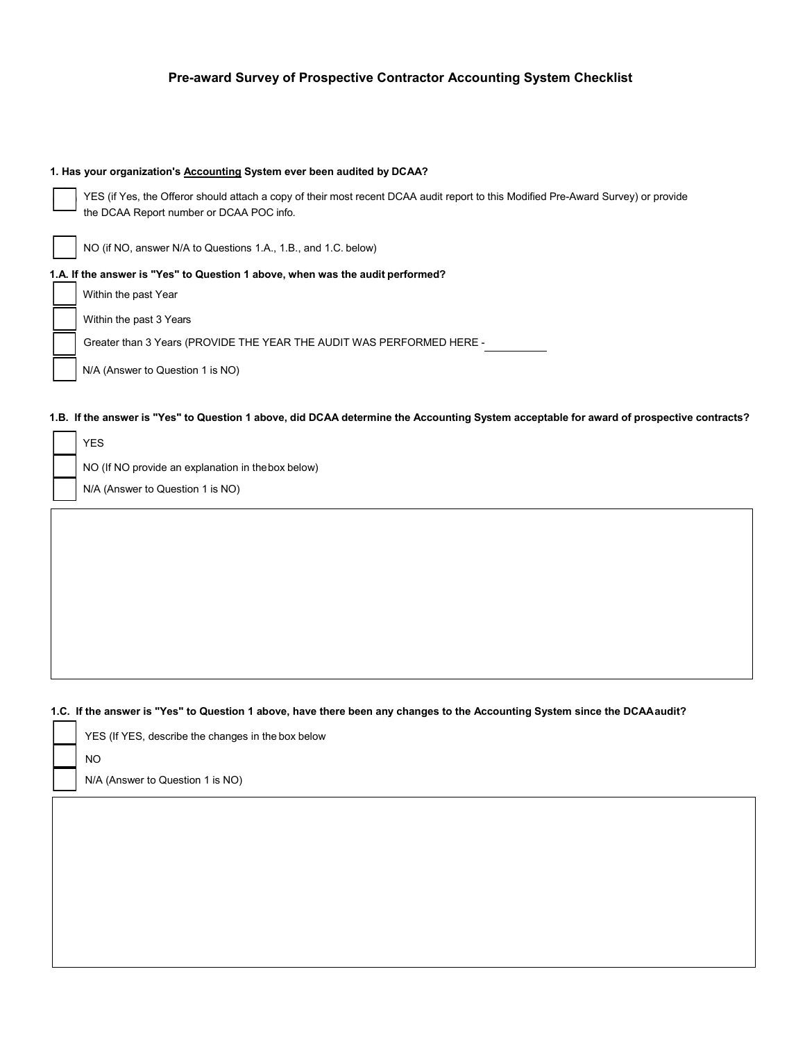# Pre-award Survey of Prospective Contractor Accounting System Checklist

**1. Has your organization's Accounting System ever been audited by DCAA?**

☐ YES (if Yes, the Offeror should attach a copy of their most recent DCAA audit report to this Modified Pre-Award Survey) or provide the DCAA Report number or DCAA POC info.

☐ NO (if NO, answer N/A to Questions 1.A., 1.B., and 1.C. below)

**1.A. If the answer is "Yes" to Question 1 above, when was the audit performed?**

☐ Within the past Year

☐ Within the past 3 Years

☐ Greater than 3 Years (PROVIDE THE YEAR THE AUDIT WAS PERFORMED HERE - __________

☐ N/A (Answer to Question 1 is NO)

**1.B. If the answer is "Yes" to Question 1 above, did DCAA determine the Accounting System acceptable for award of prospective contracts?**

☐ YES

☐ NO (If NO provide an explanation in the box below)

☐ N/A (Answer to Question 1 is NO)

**1.C. If the answer is "Yes" to Question 1 above, have there been any changes to the Accounting System since the DCAA audit?**

☐ YES (If YES, describe the changes in the box below

☐ NO

☐ N/A (Answer to Question 1 is NO)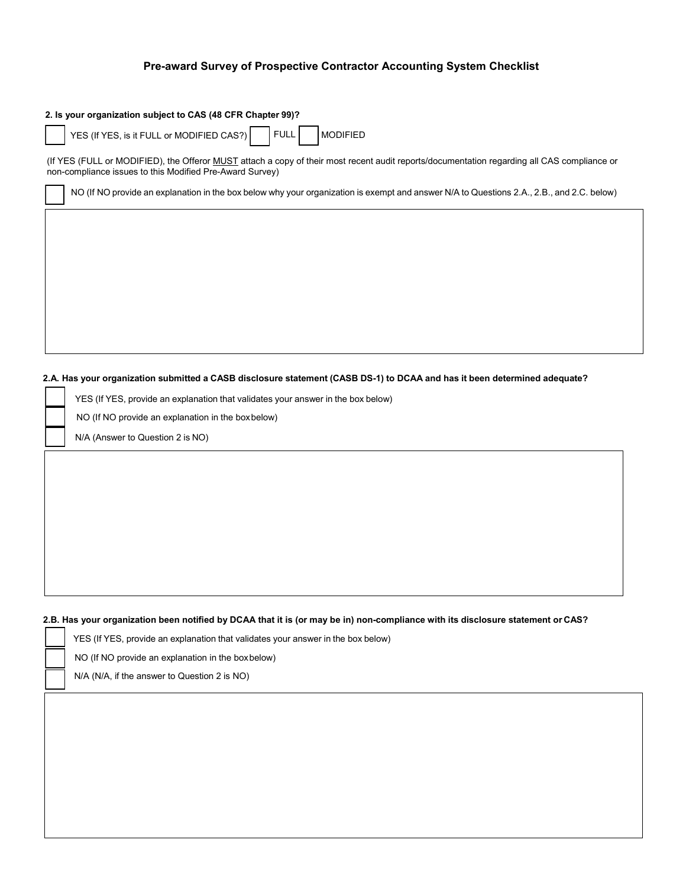# Pre-award Survey of Prospective Contractor Accounting System Checklist

**2. Is your organization subject to CAS (48 CFR Chapter 99)?**

☐ YES (If YES, is it FULL or MODIFIED CAS?) ☐ FULL ☐ MODIFIED

(If YES (FULL or MODIFIED), the Offeror MUST attach a copy of their most recent audit reports/documentation regarding all CAS compliance or non-compliance issues to this Modified Pre-Award Survey)

☐ NO (If NO provide an explanation in the box below why your organization is exempt and answer N/A to Questions 2.A., 2.B., and 2.C. below)

**2.A. Has your organization submitted a CASB disclosure statement (CASB DS-1) to DCAA and has it been determined adequate?**

☐ YES (If YES, provide an explanation that validates your answer in the box below)

☐ NO (If NO provide an explanation in the box below)

☐ N/A (Answer to Question 2 is NO)

**2.B. Has your organization been notified by DCAA that it is (or may be in) non-compliance with its disclosure statement or CAS?**

☐ YES (If YES, provide an explanation that validates your answer in the box below)

☐ NO (If NO provide an explanation in the box below)

☐ N/A (N/A, if the answer to Question 2 is NO)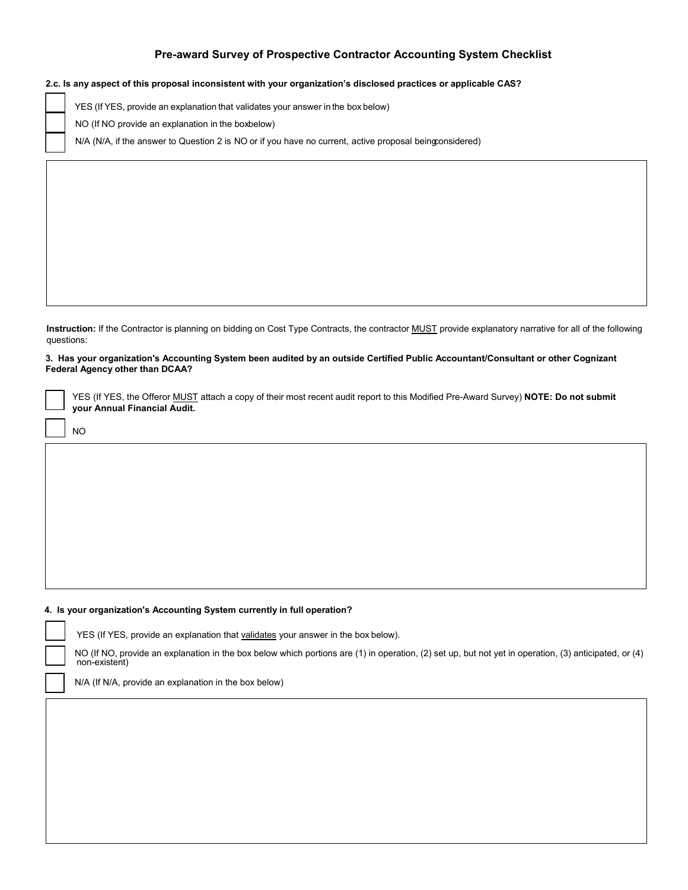## Pre-award Survey of Prospective Contractor Accounting System Checklist

**2.c. Is any aspect of this proposal inconsistent with your organization's disclosed practices or applicable CAS?**

- [ ] YES (If YES, provide an explanation that validates your answer in the box below)
- [ ] NO (If NO provide an explanation in the box below)
- [ ] N/A (N/A, if the answer to Question 2 is NO or if you have no current, active proposal being considered)

**Instruction:** If the Contractor is planning on bidding on Cost Type Contracts, the contractor MUST provide explanatory narrative for all of the following questions:

**3. Has your organization's Accounting System been audited by an outside Certified Public Accountant/Consultant or other Cognizant Federal Agency other than DCAA?**

- [ ] YES (If YES, the Offeror MUST attach a copy of their most recent audit report to this Modified Pre-Award Survey) **NOTE: Do not submit your Annual Financial Audit.**
- [ ] NO

**4. Is your organization's Accounting System currently in full operation?**

- [ ] YES (If YES, provide an explanation that validates your answer in the box below).
- [ ] NO (If NO, provide an explanation in the box below which portions are (1) in operation, (2) set up, but not yet in operation, (3) anticipated, or (4) non-existent)
- [ ] N/A (If N/A, provide an explanation in the box below)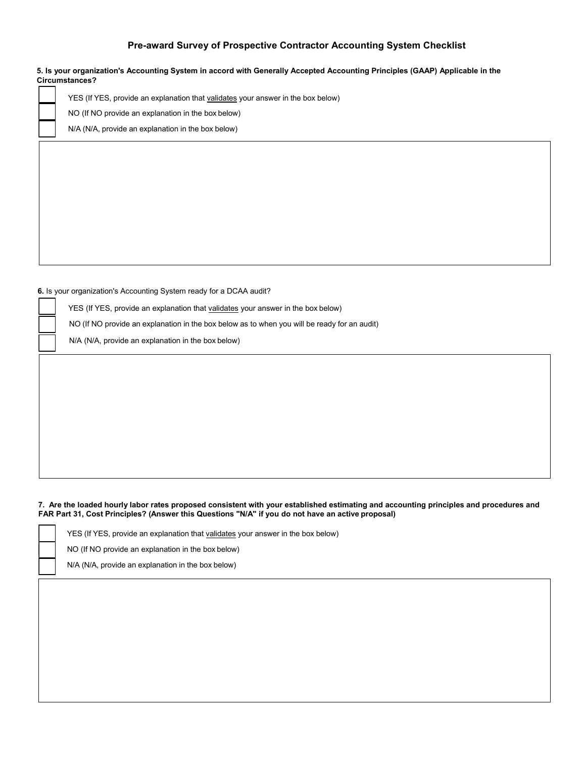## Pre-award Survey of Prospective Contractor Accounting System Checklist

**5. Is your organization's Accounting System in accord with Generally Accepted Accounting Principles (GAAP) Applicable in the Circumstances?**

- [ ] YES (If YES, provide an explanation that validates your answer in the box below)
- [ ] NO (If NO provide an explanation in the box below)
- [ ] N/A (N/A, provide an explanation in the box below)

**6.** Is your organization's Accounting System ready for a DCAA audit?

- [ ] YES (If YES, provide an explanation that validates your answer in the box below)
- [ ] NO (If NO provide an explanation in the box below as to when you will be ready for an audit)
- [ ] N/A (N/A, provide an explanation in the box below)

**7. Are the loaded hourly labor rates proposed consistent with your established estimating and accounting principles and procedures and FAR Part 31, Cost Principles? (Answer this Questions "N/A" if you do not have an active proposal)**

- [ ] YES (If YES, provide an explanation that validates your answer in the box below)
- [ ] NO (If NO provide an explanation in the box below)
- [ ] N/A (N/A, provide an explanation in the box below)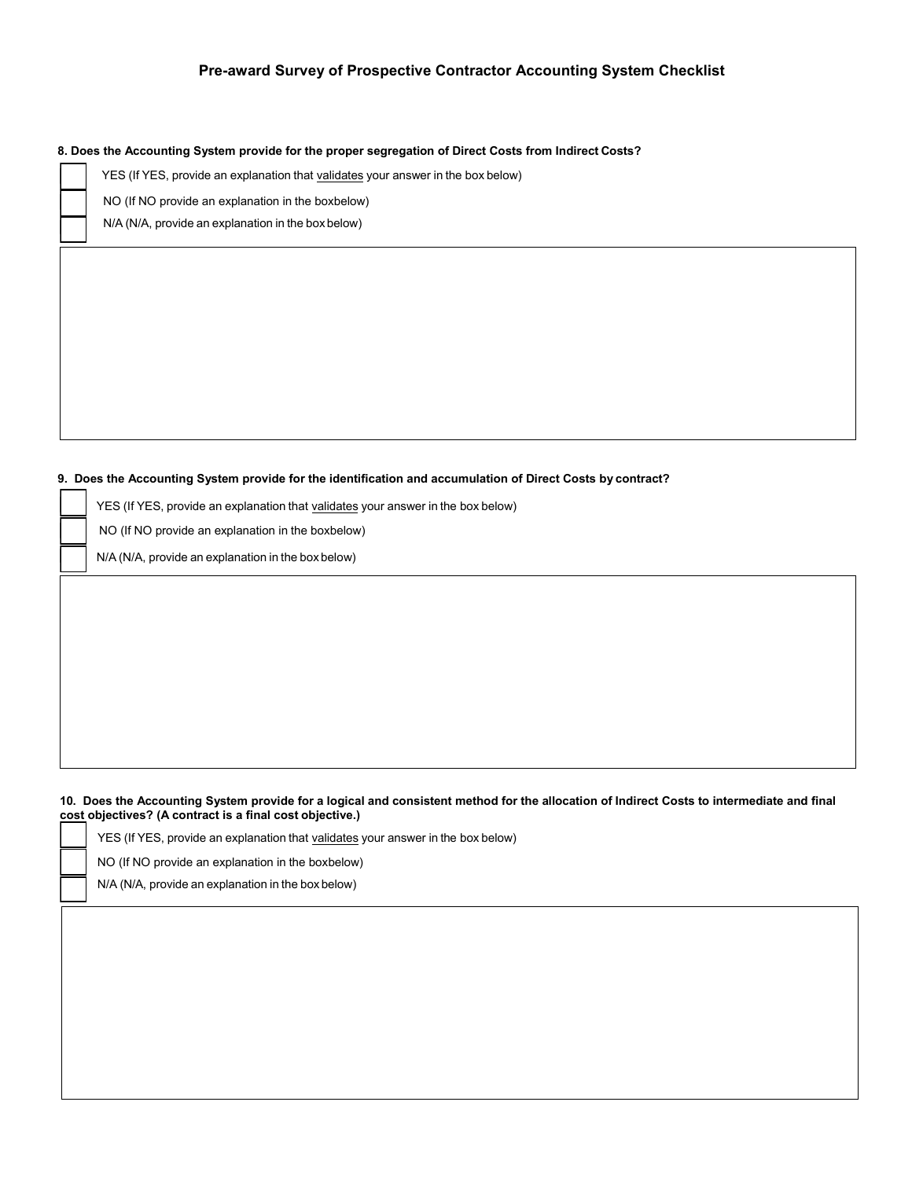# Pre-award Survey of Prospective Contractor Accounting System Checklist

**8. Does the Accounting System provide for the proper segregation of Direct Costs from Indirect Costs?**

☐ YES (If YES, provide an explanation that validates your answer in the box below)

☐ NO (If NO provide an explanation in the boxbelow)

☐ N/A (N/A, provide an explanation in the box below)

**9. Does the Accounting System provide for the identification and accumulation of Direct Costs by contract?**

☐ YES (If YES, provide an explanation that validates your answer in the box below)

☐ NO (If NO provide an explanation in the boxbelow)

☐ N/A (N/A, provide an explanation in the box below)

**10. Does the Accounting System provide for a logical and consistent method for the allocation of Indirect Costs to intermediate and final cost objectives? (A contract is a final cost objective.)**

☐ YES (If YES, provide an explanation that validates your answer in the box below)

☐ NO (If NO provide an explanation in the boxbelow)

☐ N/A (N/A, provide an explanation in the box below)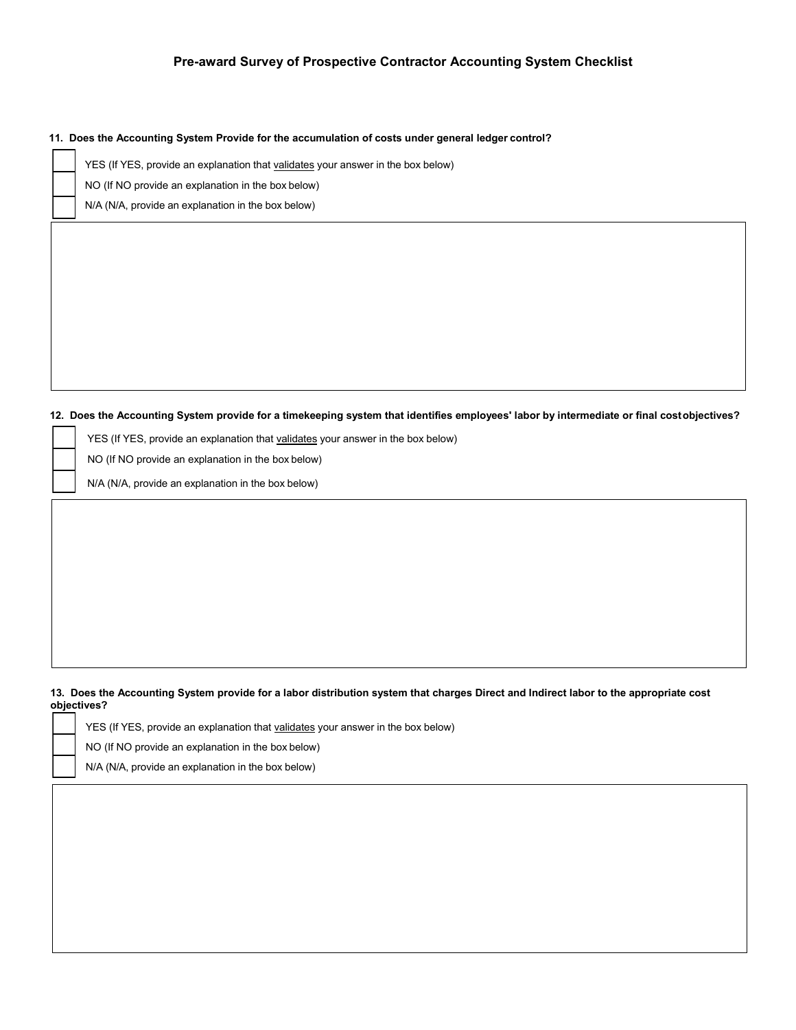## Pre-award Survey of Prospective Contractor Accounting System Checklist

**11. Does the Accounting System Provide for the accumulation of costs under general ledger control?**

- [ ] YES (If YES, provide an explanation that <u>validates</u> your answer in the box below)
- [ ] NO (If NO provide an explanation in the box below)
- [ ] N/A (N/A, provide an explanation in the box below)

**12. Does the Accounting System provide for a timekeeping system that identifies employees' labor by intermediate or final cost objectives?**

- [ ] YES (If YES, provide an explanation that <u>validates</u> your answer in the box below)
- [ ] NO (If NO provide an explanation in the box below)
- [ ] N/A (N/A, provide an explanation in the box below)

**13. Does the Accounting System provide for a labor distribution system that charges Direct and Indirect labor to the appropriate cost objectives?**

- [ ] YES (If YES, provide an explanation that <u>validates</u> your answer in the box below)
- [ ] NO (If NO provide an explanation in the box below)
- [ ] N/A (N/A, provide an explanation in the box below)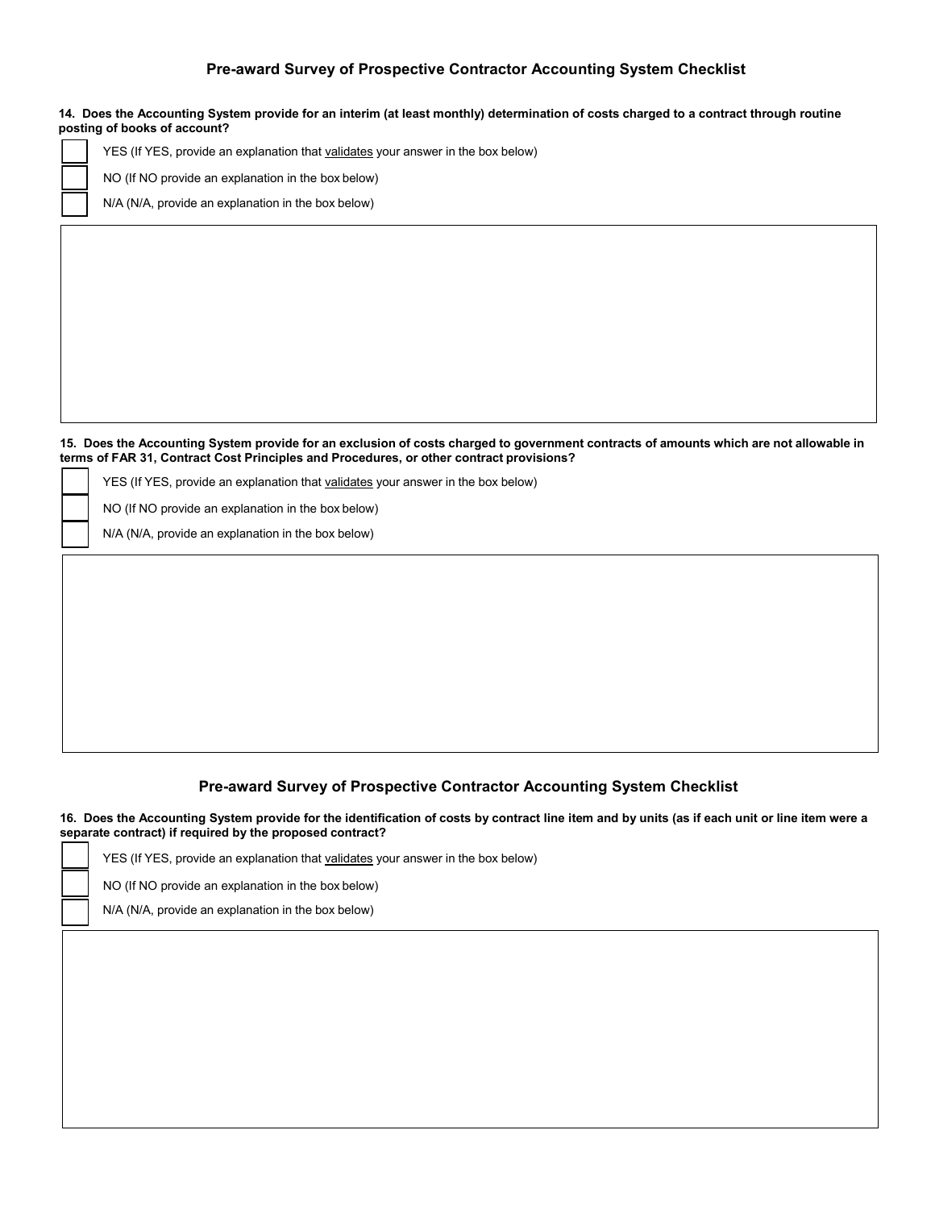## Pre-award Survey of Prospective Contractor Accounting System Checklist

**14. Does the Accounting System provide for an interim (at least monthly) determination of costs charged to a contract through routine posting of books of account?**

- [ ] YES (If YES, provide an explanation that validates your answer in the box below)
- [ ] NO (If NO provide an explanation in the box below)
- [ ] N/A (N/A, provide an explanation in the box below)

**15. Does the Accounting System provide for an exclusion of costs charged to government contracts of amounts which are not allowable in terms of FAR 31, Contract Cost Principles and Procedures, or other contract provisions?**

- [ ] YES (If YES, provide an explanation that validates your answer in the box below)
- [ ] NO (If NO provide an explanation in the box below)
- [ ] N/A (N/A, provide an explanation in the box below)

## Pre-award Survey of Prospective Contractor Accounting System Checklist

**16. Does the Accounting System provide for the identification of costs by contract line item and by units (as if each unit or line item were a separate contract) if required by the proposed contract?**

- [ ] YES (If YES, provide an explanation that validates your answer in the box below)
- [ ] NO (If NO provide an explanation in the box below)
- [ ] N/A (N/A, provide an explanation in the box below)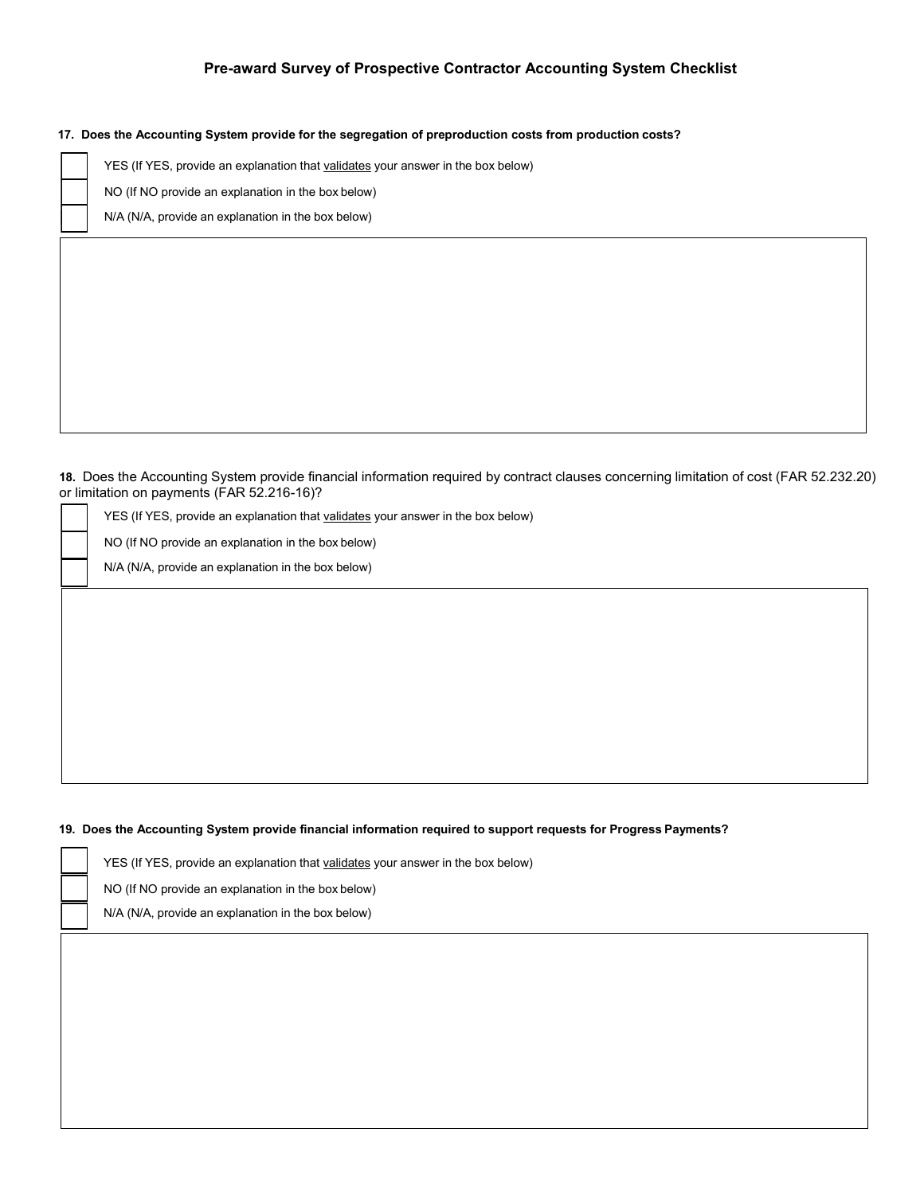# Pre-award Survey of Prospective Contractor Accounting System Checklist

**17. Does the Accounting System provide for the segregation of preproduction costs from production costs?**

- [ ] YES (If YES, provide an explanation that <u>validates</u> your answer in the box below)
- [ ] NO (If NO provide an explanation in the box below)
- [ ] N/A (N/A, provide an explanation in the box below)

**18.** Does the Accounting System provide financial information required by contract clauses concerning limitation of cost (FAR 52.232.20) or limitation on payments (FAR 52.216-16)?

- [ ] YES (If YES, provide an explanation that <u>validates</u> your answer in the box below)
- [ ] NO (If NO provide an explanation in the box below)
- [ ] N/A (N/A, provide an explanation in the box below)

**19. Does the Accounting System provide financial information required to support requests for Progress Payments?**

- [ ] YES (If YES, provide an explanation that <u>validates</u> your answer in the box below)
- [ ] NO (If NO provide an explanation in the box below)
- [ ] N/A (N/A, provide an explanation in the box below)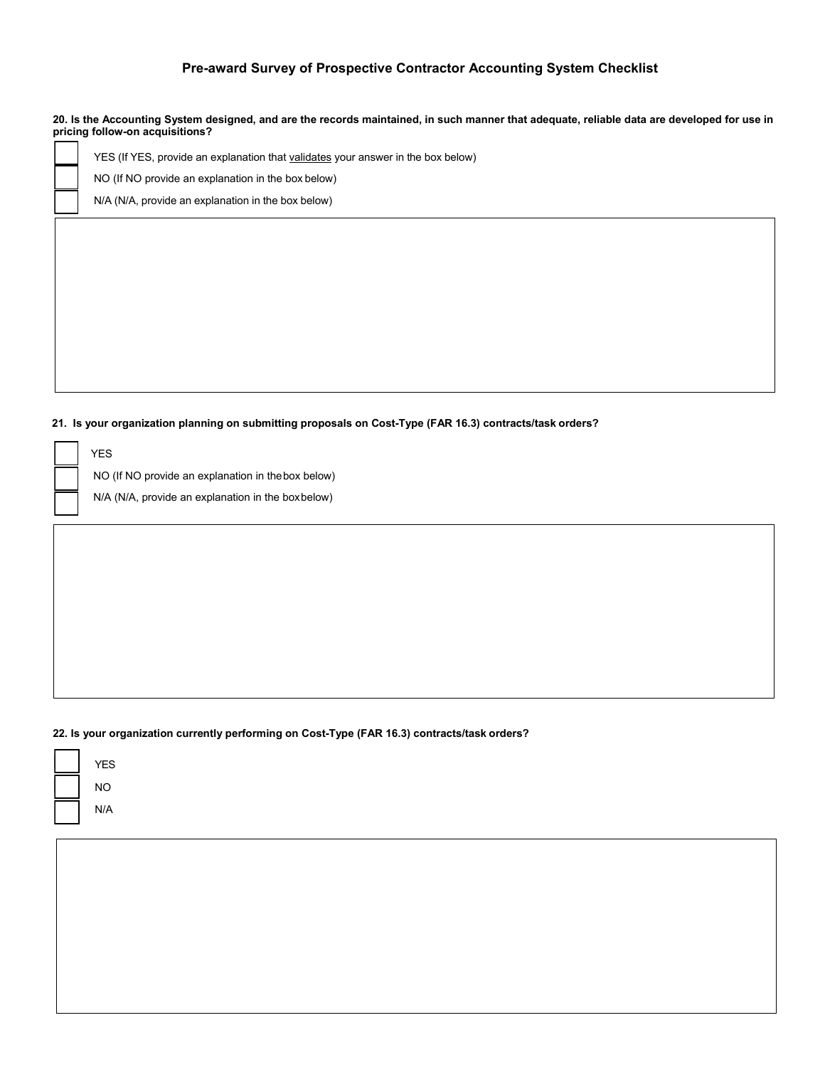# Pre-award Survey of Prospective Contractor Accounting System Checklist

**20. Is the Accounting System designed, and are the records maintained, in such manner that adequate, reliable data are developed for use in pricing follow-on acquisitions?**

- ☐ YES (If YES, provide an explanation that validates your answer in the box below)
- ☐ NO (If NO provide an explanation in the box below)
- ☐ N/A (N/A, provide an explanation in the box below)

**21. Is your organization planning on submitting proposals on Cost-Type (FAR 16.3) contracts/task orders?**

- ☐ YES
- ☐ NO (If NO provide an explanation in the box below)
- ☐ N/A (N/A, provide an explanation in the box below)

**22. Is your organization currently performing on Cost-Type (FAR 16.3) contracts/task orders?**

- ☐ YES
- ☐ NO
- ☐ N/A